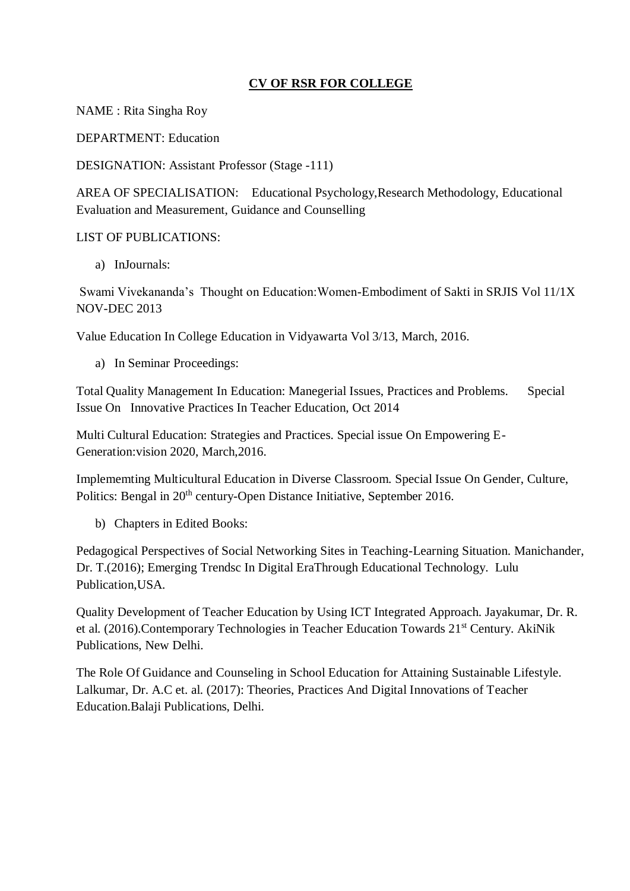**CV OF RSR FOR COLLEGE**

NAME : Rita Singha Roy

DEPARTMENT: Education

DESIGNATION: Assistant Professor (Stage -111)

AREA OF SPECIALISATION: Educational Psychology,Research Methodology, Educational Evaluation and Measurement, Guidance and Counselling

LIST OF PUBLICATIONS:

a) InJournals:

Swami Vivekananda's Thought on Education:Women-Embodiment of Sakti in SRJIS Vol 11/1X NOV-DEC 2013

Value Education In College Education in Vidyawarta Vol 3/13, March, 2016.

a) In Seminar Proceedings:

Total Quality Management In Education: Manegerial Issues, Practices and Problems. Special Issue On Innovative Practices In Teacher Education, Oct 2014

Multi Cultural Education: Strategies and Practices. Special issue On Empowering E-Generation:vision 2020, March,2016.

Implememting Multicultural Education in Diverse Classroom. Special Issue On Gender, Culture, Politics: Bengal in 20th century-Open Distance Initiative, September 2016.

b) Chapters in Edited Books:

Pedagogical Perspectives of Social Networking Sites in Teaching-Learning Situation. Manichander, Dr. T.(2016); Emerging Trendsc In Digital EraThrough Educational Technology. Lulu Publication,USA.

Quality Development of Teacher Education by Using ICT Integrated Approach. Jayakumar, Dr. R. et al. (2016).Contemporary Technologies in Teacher Education Towards 21st Century. AkiNik Publications, New Delhi.

The Role Of Guidance and Counseling in School Education for Attaining Sustainable Lifestyle. Lalkumar, Dr. A.C et. al. (2017): Theories, Practices And Digital Innovations of Teacher Education.Balaji Publications, Delhi.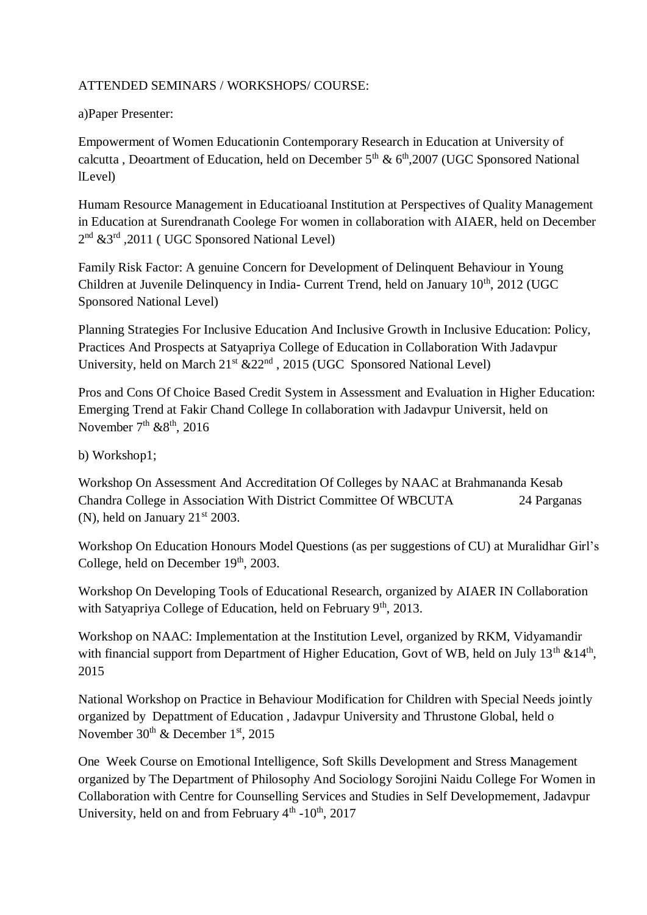ATTENDED SEMINARS / WORKSHOPS/ COURSE:

a)Paper Presenter:

Empowerment of Women Educationin Contemporary Research in Education at University of calcutta , Deoartment of Education, held on December 5th & 6th,2007 (UGC Sponsored National lLevel)

Humam Resource Management in Educatioanal Institution at Perspectives of Quality Management in Education at Surendranath Coolege For women in collaboration with AIAER, held on December 2nd &3rd ,2011 ( UGC Sponsored National Level)

Family Risk Factor: A genuine Concern for Development of Delinquent Behaviour in Young Children at Juvenile Delinquency in India- Current Trend, held on January 10th, 2012 (UGC Sponsored National Level)

Planning Strategies For Inclusive Education And Inclusive Growth in Inclusive Education: Policy, Practices And Prospects at Satyapriya College of Education in Collaboration With Jadavpur University, held on March 21st &22nd , 2015 (UGC Sponsored National Level)

Pros and Cons Of Choice Based Credit System in Assessment and Evaluation in Higher Education: Emerging Trend at Fakir Chand College In collaboration with Jadavpur Universit, held on November 7th &8th, 2016

b) Workshop1;

Workshop On Assessment And Accreditation Of Colleges by NAAC at Brahmananda Kesab Chandra College in Association With District Committee Of WBCUTA 24 Parganas (N), held on January 21st 2003.

Workshop On Education Honours Model Questions (as per suggestions of CU) at Muralidhar Girl's College, held on December 19th, 2003.

Workshop On Developing Tools of Educational Research, organized by AIAER IN Collaboration with Satyapriya College of Education, held on February 9th, 2013.

Workshop on NAAC: Implementation at the Institution Level, organized by RKM, Vidyamandir with financial support from Department of Higher Education, Govt of WB, held on July 13th &14th, 2015

National Workshop on Practice in Behaviour Modification for Children with Special Needs jointly organized by Depattment of Education , Jadavpur University and Thrustone Global, held o November 30th & December 1st, 2015

One Week Course on Emotional Intelligence, Soft Skills Development and Stress Management organized by The Department of Philosophy And Sociology Sorojini Naidu College For Women in Collaboration with Centre for Counselling Services and Studies in Self Developmement, Jadavpur University, held on and from February 4th -10th, 2017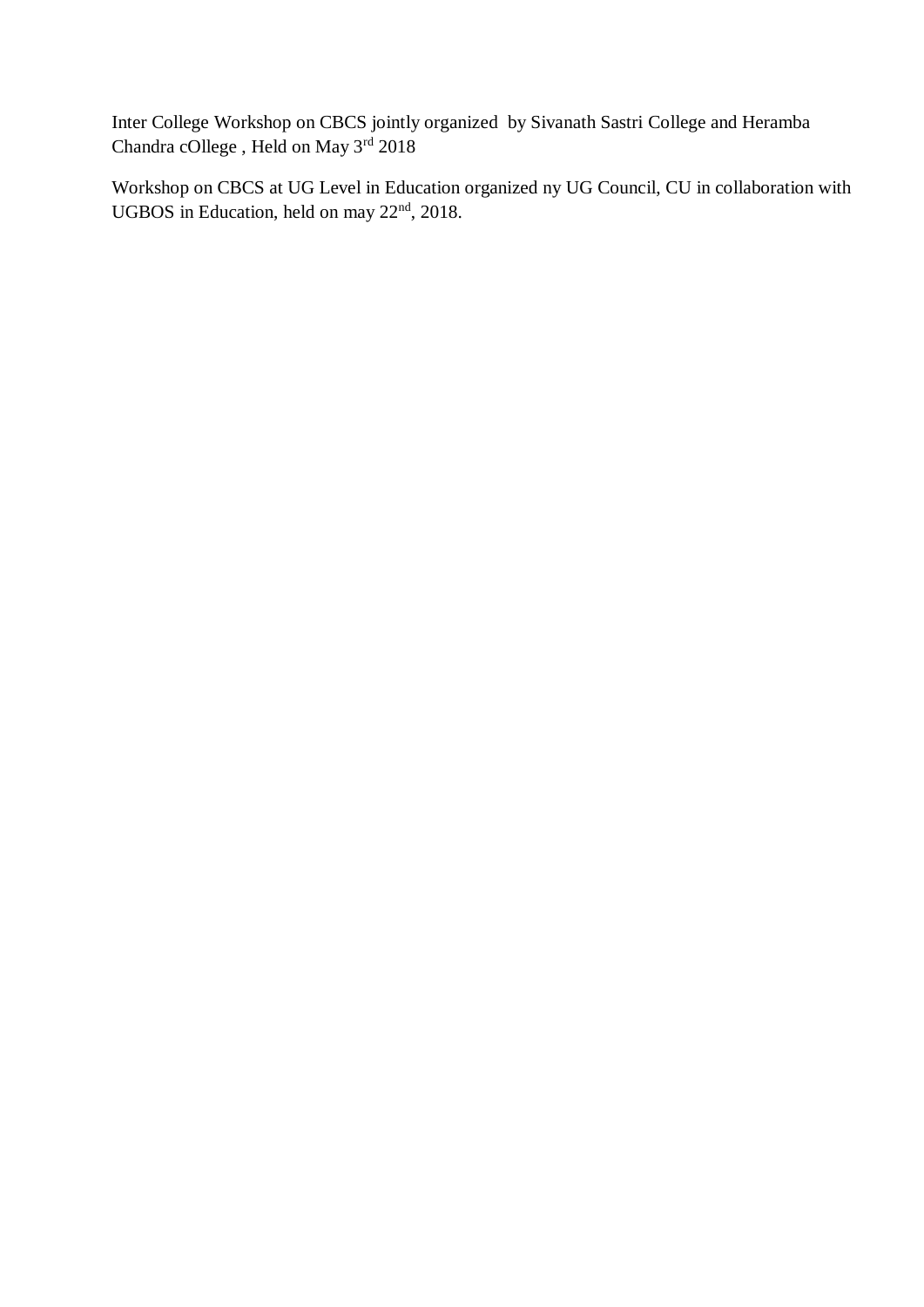Inter College Workshop on CBCS jointly organized  by Sivanath Sastri College and Heramba Chandra cOllege , Held on May 3rd 2018

Workshop on CBCS at UG Level in Education organized ny UG Council, CU in collaboration with UGBOS in Education, held on may 22nd, 2018.